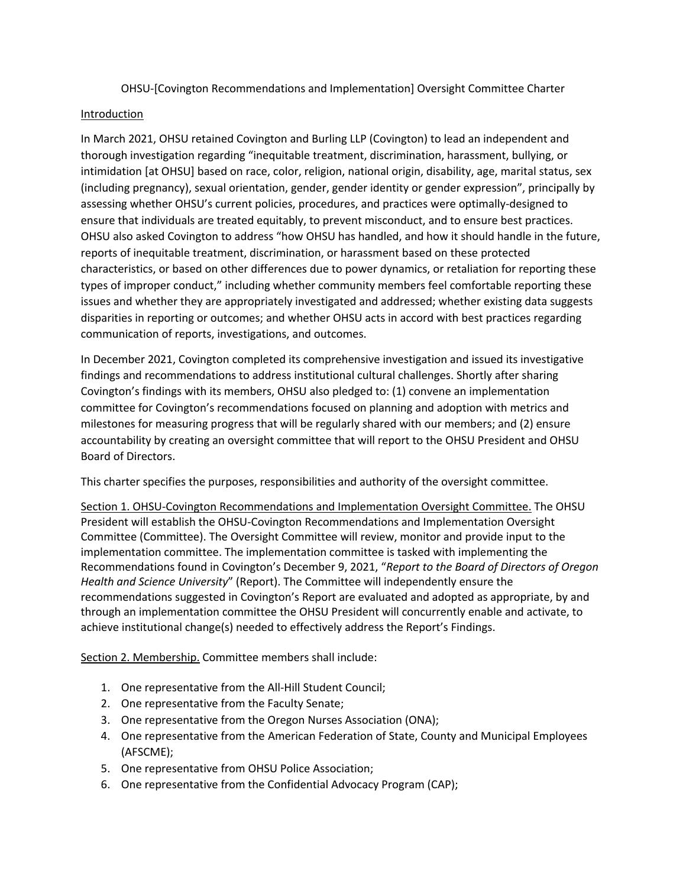# OHSU-[Covington Recommendations and Implementation] Oversight Committee Charter

## Introduction

In March 2021, OHSU retained Covington and Burling LLP (Covington) to lead an independent and thorough investigation regarding "inequitable treatment, discrimination, harassment, bullying, or intimidation [at OHSU] based on race, color, religion, national origin, disability, age, marital status, sex (including pregnancy), sexual orientation, gender, gender identity or gender expression", principally by assessing whether OHSU's current policies, procedures, and practices were optimally-designed to ensure that individuals are treated equitably, to prevent misconduct, and to ensure best practices. OHSU also asked Covington to address "how OHSU has handled, and how it should handle in the future, reports of inequitable treatment, discrimination, or harassment based on these protected characteristics, or based on other differences due to power dynamics, or retaliation for reporting these types of improper conduct," including whether community members feel comfortable reporting these issues and whether they are appropriately investigated and addressed; whether existing data suggests disparities in reporting or outcomes; and whether OHSU acts in accord with best practices regarding communication of reports, investigations, and outcomes.

In December 2021, Covington completed its comprehensive investigation and issued its investigative findings and recommendations to address institutional cultural challenges. Shortly after sharing Covington's findings with its members, OHSU also pledged to: (1) convene an implementation committee for Covington's recommendations focused on planning and adoption with metrics and milestones for measuring progress that will be regularly shared with our members; and (2) ensure accountability by creating an oversight committee that will report to the OHSU President and OHSU Board of Directors.

This charter specifies the purposes, responsibilities and authority of the oversight committee.

Section 1. OHSU-Covington Recommendations and Implementation Oversight Committee. The OHSU President will establish the OHSU-Covington Recommendations and Implementation Oversight Committee (Committee). The Oversight Committee will review, monitor and provide input to the implementation committee. The implementation committee is tasked with implementing the Recommendations found in Covington's December 9, 2021, "*Report to the Board of Directors of Oregon Health and Science University*" (Report). The Committee will independently ensure the recommendations suggested in Covington's Report are evaluated and adopted as appropriate, by and through an implementation committee the OHSU President will concurrently enable and activate, to achieve institutional change(s) needed to effectively address the Report's Findings.

Section 2. Membership. Committee members shall include:

1. One representative from the All-Hill Student Council;
2. One representative from the Faculty Senate;
3. One representative from the Oregon Nurses Association (ONA);
4. One representative from the American Federation of State, County and Municipal Employees (AFSCME);
5. One representative from OHSU Police Association;
6. One representative from the Confidential Advocacy Program (CAP);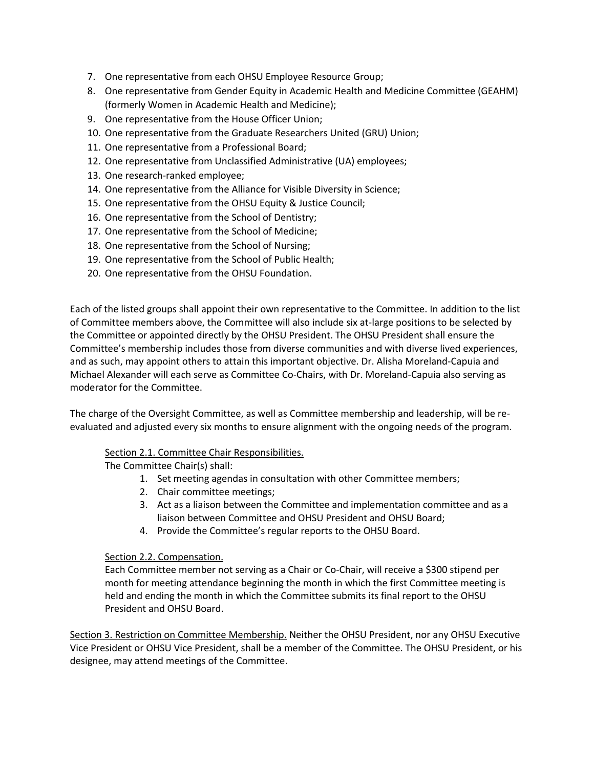7. One representative from each OHSU Employee Resource Group;
8. One representative from Gender Equity in Academic Health and Medicine Committee (GEAHM) (formerly Women in Academic Health and Medicine);
9. One representative from the House Officer Union;
10. One representative from the Graduate Researchers United (GRU) Union;
11. One representative from a Professional Board;
12. One representative from Unclassified Administrative (UA) employees;
13. One research-ranked employee;
14. One representative from the Alliance for Visible Diversity in Science;
15. One representative from the OHSU Equity & Justice Council;
16. One representative from the School of Dentistry;
17. One representative from the School of Medicine;
18. One representative from the School of Nursing;
19. One representative from the School of Public Health;
20. One representative from the OHSU Foundation.

Each of the listed groups shall appoint their own representative to the Committee. In addition to the list of Committee members above, the Committee will also include six at-large positions to be selected by the Committee or appointed directly by the OHSU President. The OHSU President shall ensure the Committee's membership includes those from diverse communities and with diverse lived experiences, and as such, may appoint others to attain this important objective. Dr. Alisha Moreland-Capuia and Michael Alexander will each serve as Committee Co-Chairs, with Dr. Moreland-Capuia also serving as moderator for the Committee.

The charge of the Oversight Committee, as well as Committee membership and leadership, will be re-evaluated and adjusted every six months to ensure alignment with the ongoing needs of the program.

<u>Section 2.1. Committee Chair Responsibilities.</u>
The Committee Chair(s) shall:

1. Set meeting agendas in consultation with other Committee members;
2. Chair committee meetings;
3. Act as a liaison between the Committee and implementation committee and as a liaison between Committee and OHSU President and OHSU Board;
4. Provide the Committee's regular reports to the OHSU Board.

<u>Section 2.2. Compensation.</u>
Each Committee member not serving as a Chair or Co-Chair, will receive a $300 stipend per month for meeting attendance beginning the month in which the first Committee meeting is held and ending the month in which the Committee submits its final report to the OHSU President and OHSU Board.

<u>Section 3. Restriction on Committee Membership.</u> Neither the OHSU President, nor any OHSU Executive Vice President or OHSU Vice President, shall be a member of the Committee. The OHSU President, or his designee, may attend meetings of the Committee.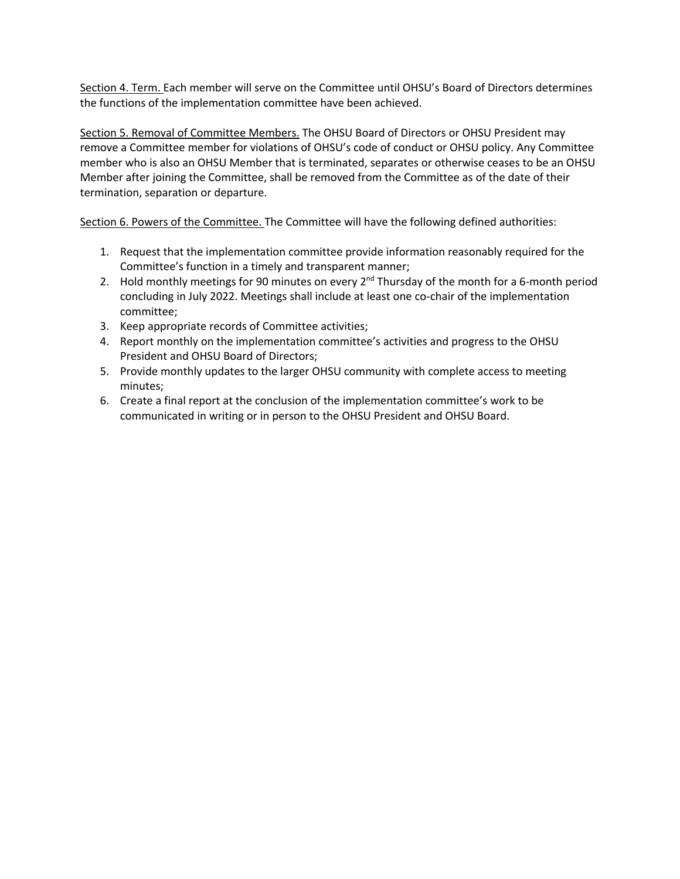Section 4. Term. Each member will serve on the Committee until OHSU's Board of Directors determines the functions of the implementation committee have been achieved.

Section 5. Removal of Committee Members. The OHSU Board of Directors or OHSU President may remove a Committee member for violations of OHSU's code of conduct or OHSU policy. Any Committee member who is also an OHSU Member that is terminated, separates or otherwise ceases to be an OHSU Member after joining the Committee, shall be removed from the Committee as of the date of their termination, separation or departure.

Section 6. Powers of the Committee. The Committee will have the following defined authorities:

1. Request that the implementation committee provide information reasonably required for the Committee's function in a timely and transparent manner;
2. Hold monthly meetings for 90 minutes on every 2nd Thursday of the month for a 6-month period concluding in July 2022. Meetings shall include at least one co-chair of the implementation committee;
3. Keep appropriate records of Committee activities;
4. Report monthly on the implementation committee's activities and progress to the OHSU President and OHSU Board of Directors;
5. Provide monthly updates to the larger OHSU community with complete access to meeting minutes;
6. Create a final report at the conclusion of the implementation committee's work to be communicated in writing or in person to the OHSU President and OHSU Board.